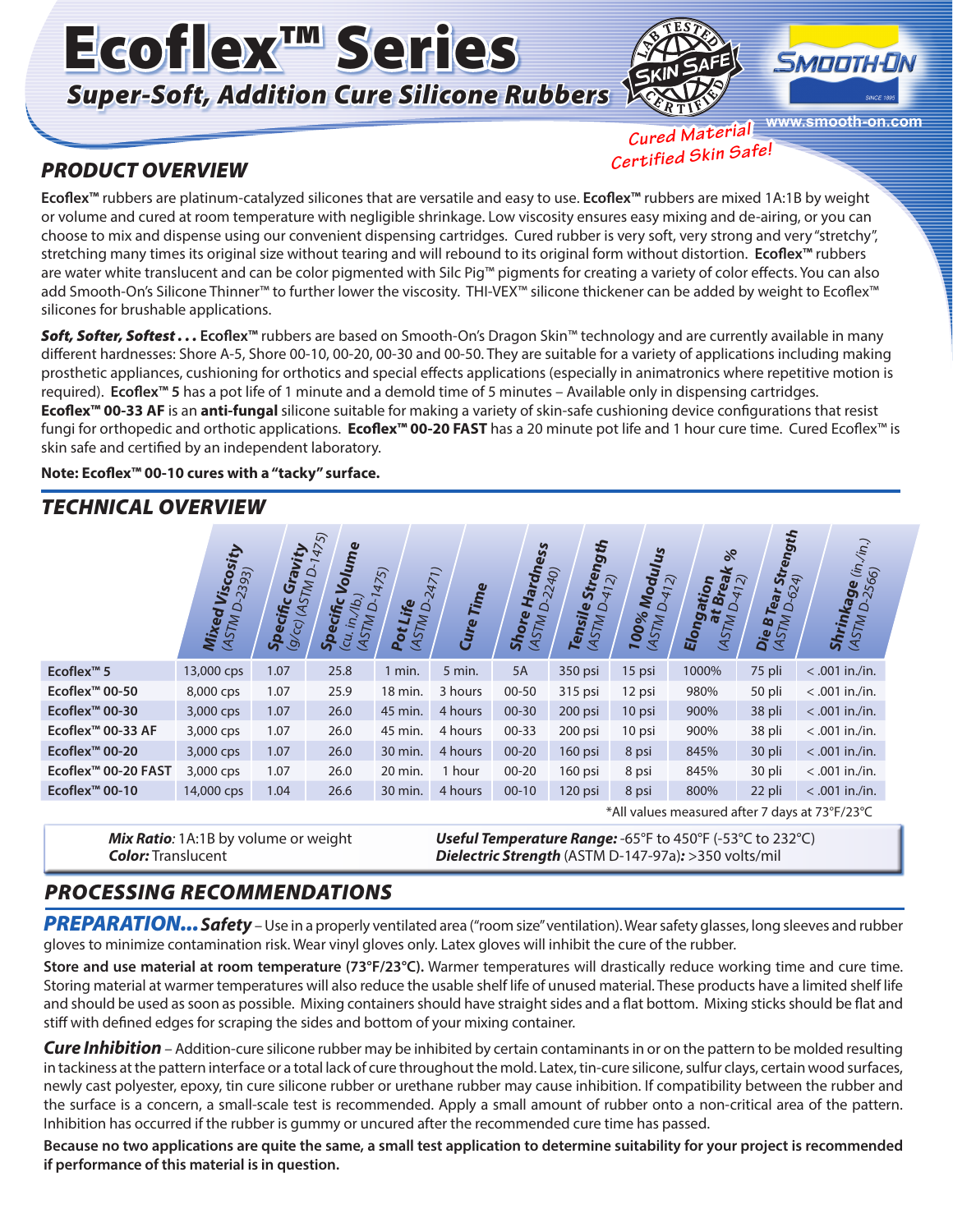# Ecoflex™ Series

## Super-Soft, Addition Cure Silicone Rubbers

Cured Material Certified Skin Safe!

www.smooth-on.com

## PRODUCT OVERVIEW

**Ecoflex™** rubbers are platinum-catalyzed silicones that are versatile and easy to use. **Ecoflex™** rubbers are mixed 1A:1B by weight or volume and cured at room temperature with negligible shrinkage. Low viscosity ensures easy mixing and de-airing, or you can choose to mix and dispense using our convenient dispensing cartridges. Cured rubber is very soft, very strong and very "stretchy", stretching many times its original size without tearing and will rebound to its original form without distortion. **Ecoflex™** rubbers are water white translucent and can be color pigmented with Silc Pig™ pigments for creating a variety of color effects. You can also add Smooth-On's Silicone Thinner™ to further lower the viscosity. THI-VEX™ silicone thickener can be added by weight to Ecoflex™ silicones for brushable applications.

***Soft, Softer, Softest . . .*** Ecoflex™ rubbers are based on Smooth-On's Dragon Skin™ technology and are currently available in many different hardnesses: Shore A-5, Shore 00-10, 00-20, 00-30 and 00-50. They are suitable for a variety of applications including making prosthetic appliances, cushioning for orthotics and special effects applications (especially in animatronics where repetitive motion is required). **Ecoflex™ 5** has a pot life of 1 minute and a demold time of 5 minutes – Available only in dispensing cartridges. **Ecoflex™ 00-33 AF** is an **anti-fungal** silicone suitable for making a variety of skin-safe cushioning device configurations that resist fungi for orthopedic and orthotic applications. **Ecoflex™ 00-20 FAST** has a 20 minute pot life and 1 hour cure time. Cured Ecoflex™ is skin safe and certified by an independent laboratory.

**Note: Ecoflex™ 00-10 cures with a "tacky" surface.**

## TECHNICAL OVERVIEW

| | Mixed Viscosity (ASTM D-2393) | Specific Gravity (g/cc) (ASTM D-1475) | Specific Volume (cu. in./lb.) (ASTM D-1475) | Pot Life (ASTM D-2471) | Cure Time | Shore Hardness (ASTM D-2240) | Tensile Strength (ASTM D-412) | 100% Modulus (ASTM D-412) | Elongation at Break % (ASTM D-412) | Die B Tear Strength (ASTM D-624) | Shrinkage (in./in.) (ASTM D-2566) |
|---|---|---|---|---|---|---|---|---|---|---|---|
| Ecoflex™ 5 | 13,000 cps | 1.07 | 25.8 | 1 min. | 5 min. | 5A | 350 psi | 15 psi | 1000% | 75 pli | < .001 in./in. |
| Ecoflex™ 00-50 | 8,000 cps | 1.07 | 25.9 | 18 min. | 3 hours | 00-50 | 315 psi | 12 psi | 980% | 50 pli | < .001 in./in. |
| Ecoflex™ 00-30 | 3,000 cps | 1.07 | 26.0 | 45 min. | 4 hours | 00-30 | 200 psi | 10 psi | 900% | 38 pli | < .001 in./in. |
| Ecoflex™ 00-33 AF | 3,000 cps | 1.07 | 26.0 | 45 min. | 4 hours | 00-33 | 200 psi | 10 psi | 900% | 38 pli | < .001 in./in. |
| Ecoflex™ 00-20 | 3,000 cps | 1.07 | 26.0 | 30 min. | 4 hours | 00-20 | 160 psi | 8 psi | 845% | 30 pli | < .001 in./in. |
| Ecoflex™ 00-20 FAST | 3,000 cps | 1.07 | 26.0 | 20 min. | 1 hour | 00-20 | 160 psi | 8 psi | 845% | 30 pli | < .001 in./in. |
| Ecoflex™ 00-10 | 14,000 cps | 1.04 | 26.6 | 30 min. | 4 hours | 00-10 | 120 psi | 8 psi | 800% | 22 pli | < .001 in./in. |

*All values measured after 7 days at 73°F/23°C

***Mix Ratio**:* 1A:1B by volume or weight
***Color:*** Translucent

***Useful Temperature Range:*** -65°F to 450°F (-53°C to 232°C)
***Dielectric Strength*** (ASTM D-147-97a)***:*** >350 volts/mil

## PROCESSING RECOMMENDATIONS

***PREPARATION... Safety*** – Use in a properly ventilated area ("room size" ventilation). Wear safety glasses, long sleeves and rubber gloves to minimize contamination risk. Wear vinyl gloves only. Latex gloves will inhibit the cure of the rubber.

**Store and use material at room temperature (73°F/23°C).** Warmer temperatures will drastically reduce working time and cure time. Storing material at warmer temperatures will also reduce the usable shelf life of unused material. These products have a limited shelf life and should be used as soon as possible. Mixing containers should have straight sides and a flat bottom. Mixing sticks should be flat and stiff with defined edges for scraping the sides and bottom of your mixing container.

***Cure Inhibition*** – Addition-cure silicone rubber may be inhibited by certain contaminants in or on the pattern to be molded resulting in tackiness at the pattern interface or a total lack of cure throughout the mold. Latex, tin-cure silicone, sulfur clays, certain wood surfaces, newly cast polyester, epoxy, tin cure silicone rubber or urethane rubber may cause inhibition. If compatibility between the rubber and the surface is a concern, a small-scale test is recommended. Apply a small amount of rubber onto a non-critical area of the pattern. Inhibition has occurred if the rubber is gummy or uncured after the recommended cure time has passed.

**Because no two applications are quite the same, a small test application to determine suitability for your project is recommended if performance of this material is in question.**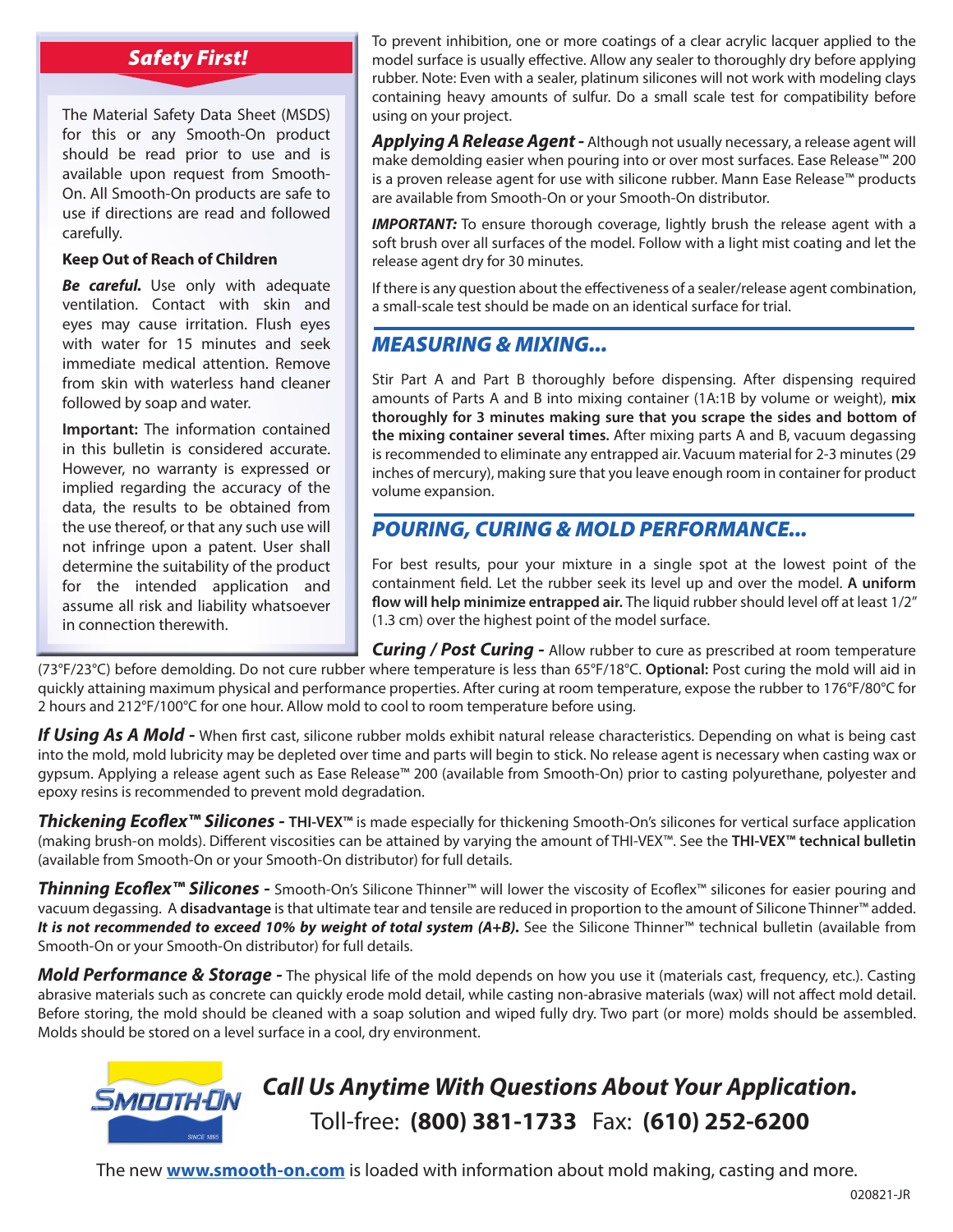## *Safety First!*

The Material Safety Data Sheet (MSDS) for this or any Smooth-On product should be read prior to use and is available upon request from Smooth-On. All Smooth-On products are safe to use if directions are read and followed carefully.

**Keep Out of Reach of Children**

***Be careful.*** Use only with adequate ventilation. Contact with skin and eyes may cause irritation. Flush eyes with water for 15 minutes and seek immediate medical attention. Remove from skin with waterless hand cleaner followed by soap and water.

**Important:** The information contained in this bulletin is considered accurate. However, no warranty is expressed or implied regarding the accuracy of the data, the results to be obtained from the use thereof, or that any such use will not infringe upon a patent. User shall determine the suitability of the product for the intended application and assume all risk and liability whatsoever in connection therewith.

To prevent inhibition, one or more coatings of a clear acrylic lacquer applied to the model surface is usually effective. Allow any sealer to thoroughly dry before applying rubber. Note: Even with a sealer, platinum silicones will not work with modeling clays containing heavy amounts of sulfur. Do a small scale test for compatibility before using on your project.

***Applying A Release Agent -*** Although not usually necessary, a release agent will make demolding easier when pouring into or over most surfaces. Ease Release™ 200 is a proven release agent for use with silicone rubber. Mann Ease Release™ products are available from Smooth-On or your Smooth-On distributor.

***IMPORTANT:*** To ensure thorough coverage, lightly brush the release agent with a soft brush over all surfaces of the model. Follow with a light mist coating and let the release agent dry for 30 minutes.

If there is any question about the effectiveness of a sealer/release agent combination, a small-scale test should be made on an identical surface for trial.

## *MEASURING & MIXING...*

Stir Part A and Part B thoroughly before dispensing. After dispensing required amounts of Parts A and B into mixing container (1A:1B by volume or weight), **mix thoroughly for 3 minutes making sure that you scrape the sides and bottom of the mixing container several times.** After mixing parts A and B, vacuum degassing is recommended to eliminate any entrapped air. Vacuum material for 2-3 minutes (29 inches of mercury), making sure that you leave enough room in container for product volume expansion.

## *POURING, CURING & MOLD PERFORMANCE...*

For best results, pour your mixture in a single spot at the lowest point of the containment field. Let the rubber seek its level up and over the model. **A uniform flow will help minimize entrapped air.** The liquid rubber should level off at least 1/2" (1.3 cm) over the highest point of the model surface.

***Curing / Post Curing -*** Allow rubber to cure as prescribed at room temperature (73°F/23°C) before demolding. Do not cure rubber where temperature is less than 65°F/18°C. **Optional:** Post curing the mold will aid in quickly attaining maximum physical and performance properties. After curing at room temperature, expose the rubber to 176°F/80°C for 2 hours and 212°F/100°C for one hour. Allow mold to cool to room temperature before using.

***If Using As A Mold -*** When first cast, silicone rubber molds exhibit natural release characteristics. Depending on what is being cast into the mold, mold lubricity may be depleted over time and parts will begin to stick. No release agent is necessary when casting wax or gypsum. Applying a release agent such as Ease Release™ 200 (available from Smooth-On) prior to casting polyurethane, polyester and epoxy resins is recommended to prevent mold degradation.

***Thickening Ecoflex™ Silicones -*** **THI-VEX™** is made especially for thickening Smooth-On's silicones for vertical surface application (making brush-on molds). Different viscosities can be attained by varying the amount of THI-VEX™. See the **THI-VEX™ technical bulletin** (available from Smooth-On or your Smooth-On distributor) for full details.

***Thinning Ecoflex™ Silicones -*** Smooth-On's Silicone Thinner™ will lower the viscosity of Ecoflex™ silicones for easier pouring and vacuum degassing. A **disadvantage** is that ultimate tear and tensile are reduced in proportion to the amount of Silicone Thinner™ added. ***It is not recommended to exceed 10% by weight of total system (A+B).*** See the Silicone Thinner™ technical bulletin (available from Smooth-On or your Smooth-On distributor) for full details.

***Mold Performance & Storage -*** The physical life of the mold depends on how you use it (materials cast, frequency, etc.). Casting abrasive materials such as concrete can quickly erode mold detail, while casting non-abrasive materials (wax) will not affect mold detail. Before storing, the mold should be cleaned with a soap solution and wiped fully dry. Two part (or more) molds should be assembled. Molds should be stored on a level surface in a cool, dry environment.

SMOOTH-ON SINCE 1895

***Call Us Anytime With Questions About Your Application.***

Toll-free: **(800) 381-1733** Fax: **(610) 252-6200**

The new **www.smooth-on.com** is loaded with information about mold making, casting and more.

020821-JR